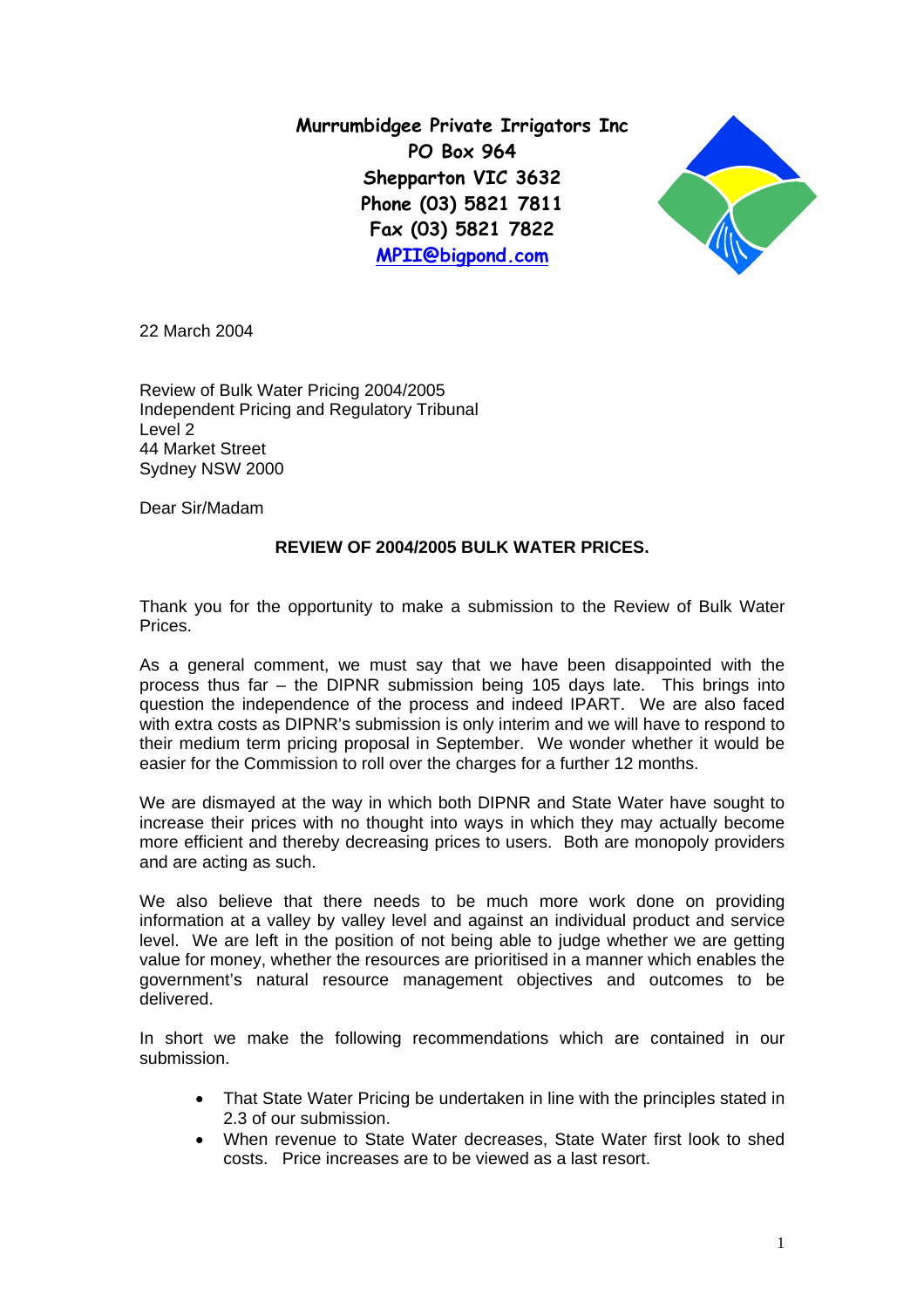**Murrumbidgee Private Irrigators Inc**
**PO Box 964**
**Shepparton VIC 3632**
**Phone (03) 5821 7811**
**Fax (03) 5821 7822**
**MPII@bigpond.com**

22 March 2004

Review of Bulk Water Pricing 2004/2005
Independent Pricing and Regulatory Tribunal
Level 2
44 Market Street
Sydney NSW 2000

Dear Sir/Madam

**REVIEW OF 2004/2005 BULK WATER PRICES.**

Thank you for the opportunity to make a submission to the Review of Bulk Water Prices.

As a general comment, we must say that we have been disappointed with the process thus far – the DIPNR submission being 105 days late. This brings into question the independence of the process and indeed IPART. We are also faced with extra costs as DIPNR's submission is only interim and we will have to respond to their medium term pricing proposal in September. We wonder whether it would be easier for the Commission to roll over the charges for a further 12 months.

We are dismayed at the way in which both DIPNR and State Water have sought to increase their prices with no thought into ways in which they may actually become more efficient and thereby decreasing prices to users. Both are monopoly providers and are acting as such.

We also believe that there needs to be much more work done on providing information at a valley by valley level and against an individual product and service level. We are left in the position of not being able to judge whether we are getting value for money, whether the resources are prioritised in a manner which enables the government's natural resource management objectives and outcomes to be delivered.

In short we make the following recommendations which are contained in our submission.

- That State Water Pricing be undertaken in line with the principles stated in 2.3 of our submission.
- When revenue to State Water decreases, State Water first look to shed costs. Price increases are to be viewed as a last resort.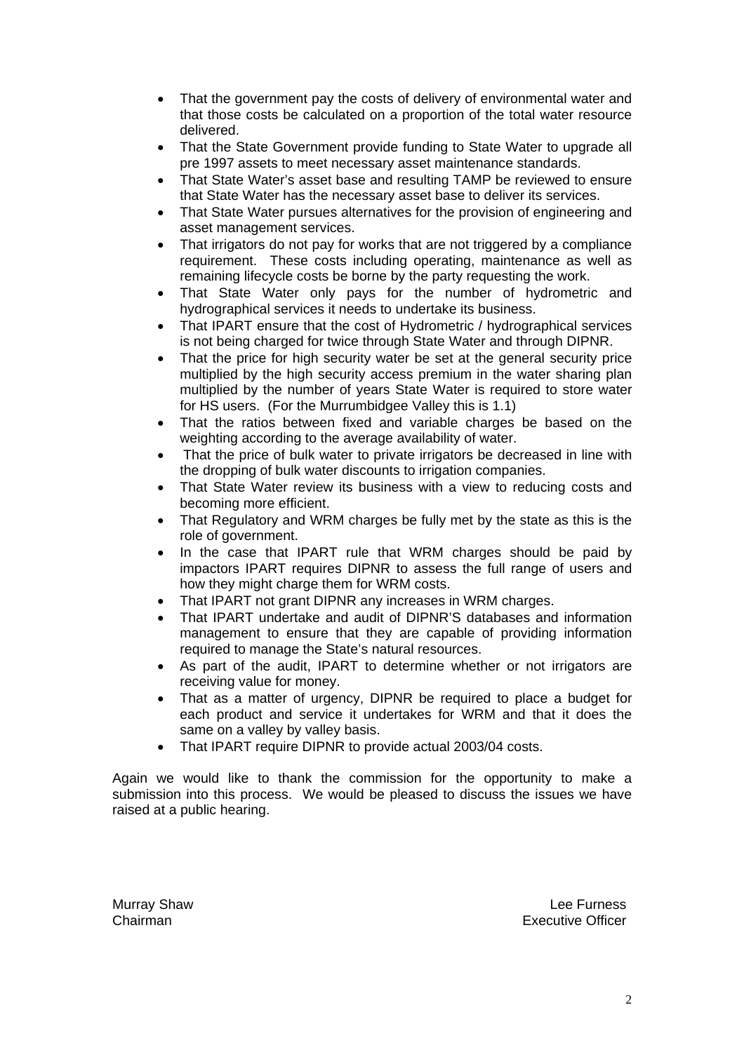- That the government pay the costs of delivery of environmental water and that those costs be calculated on a proportion of the total water resource delivered.
- That the State Government provide funding to State Water to upgrade all pre 1997 assets to meet necessary asset maintenance standards.
- That State Water's asset base and resulting TAMP be reviewed to ensure that State Water has the necessary asset base to deliver its services.
- That State Water pursues alternatives for the provision of engineering and asset management services.
- That irrigators do not pay for works that are not triggered by a compliance requirement. These costs including operating, maintenance as well as remaining lifecycle costs be borne by the party requesting the work.
- That State Water only pays for the number of hydrometric and hydrographical services it needs to undertake its business.
- That IPART ensure that the cost of Hydrometric / hydrographical services is not being charged for twice through State Water and through DIPNR.
- That the price for high security water be set at the general security price multiplied by the high security access premium in the water sharing plan multiplied by the number of years State Water is required to store water for HS users. (For the Murrumbidgee Valley this is 1.1)
- That the ratios between fixed and variable charges be based on the weighting according to the average availability of water.
- That the price of bulk water to private irrigators be decreased in line with the dropping of bulk water discounts to irrigation companies.
- That State Water review its business with a view to reducing costs and becoming more efficient.
- That Regulatory and WRM charges be fully met by the state as this is the role of government.
- In the case that IPART rule that WRM charges should be paid by impactors IPART requires DIPNR to assess the full range of users and how they might charge them for WRM costs.
- That IPART not grant DIPNR any increases in WRM charges.
- That IPART undertake and audit of DIPNR'S databases and information management to ensure that they are capable of providing information required to manage the State's natural resources.
- As part of the audit, IPART to determine whether or not irrigators are receiving value for money.
- That as a matter of urgency, DIPNR be required to place a budget for each product and service it undertakes for WRM and that it does the same on a valley by valley basis.
- That IPART require DIPNR to provide actual 2003/04 costs.

Again we would like to thank the commission for the opportunity to make a submission into this process. We would be pleased to discuss the issues we have raised at a public hearing.

Murray Shaw
Chairman

Lee Furness
Executive Officer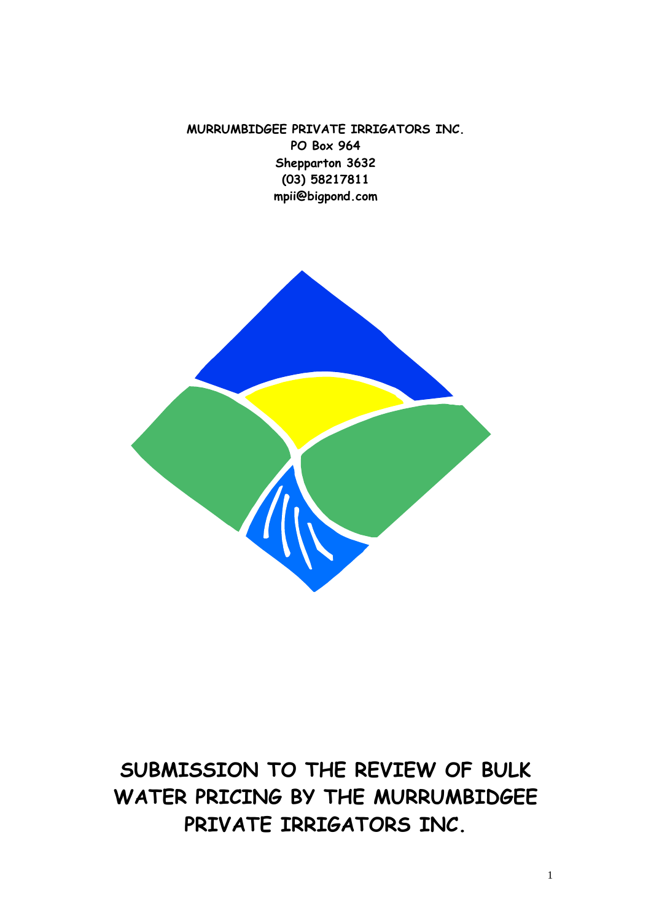**MURRUMBIDGEE PRIVATE IRRIGATORS INC.**
**PO Box 964**
**Shepparton 3632**
**(03) 58217811**
**mpii@bigpond.com**

# SUBMISSION TO THE REVIEW OF BULK WATER PRICING BY THE MURRUMBIDGEE PRIVATE IRRIGATORS INC.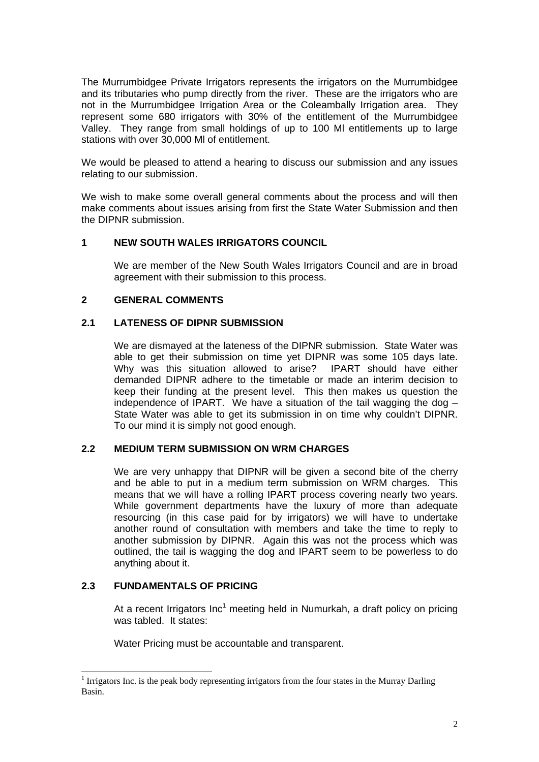The Murrumbidgee Private Irrigators represents the irrigators on the Murrumbidgee and its tributaries who pump directly from the river. These are the irrigators who are not in the Murrumbidgee Irrigation Area or the Coleambally Irrigation area. They represent some 680 irrigators with 30% of the entitlement of the Murrumbidgee Valley. They range from small holdings of up to 100 Ml entitlements up to large stations with over 30,000 Ml of entitlement.

We would be pleased to attend a hearing to discuss our submission and any issues relating to our submission.

We wish to make some overall general comments about the process and will then make comments about issues arising from first the State Water Submission and then the DIPNR submission.

## 1 NEW SOUTH WALES IRRIGATORS COUNCIL

We are member of the New South Wales Irrigators Council and are in broad agreement with their submission to this process.

## 2 GENERAL COMMENTS

### 2.1 LATENESS OF DIPNR SUBMISSION

We are dismayed at the lateness of the DIPNR submission. State Water was able to get their submission on time yet DIPNR was some 105 days late. Why was this situation allowed to arise? IPART should have either demanded DIPNR adhere to the timetable or made an interim decision to keep their funding at the present level. This then makes us question the independence of IPART. We have a situation of the tail wagging the dog – State Water was able to get its submission in on time why couldn't DIPNR. To our mind it is simply not good enough.

### 2.2 MEDIUM TERM SUBMISSION ON WRM CHARGES

We are very unhappy that DIPNR will be given a second bite of the cherry and be able to put in a medium term submission on WRM charges. This means that we will have a rolling IPART process covering nearly two years. While government departments have the luxury of more than adequate resourcing (in this case paid for by irrigators) we will have to undertake another round of consultation with members and take the time to reply to another submission by DIPNR. Again this was not the process which was outlined, the tail is wagging the dog and IPART seem to be powerless to do anything about it.

### 2.3 FUNDAMENTALS OF PRICING

At a recent Irrigators Inc[1] meeting held in Numurkah, a draft policy on pricing was tabled. It states:

Water Pricing must be accountable and transparent.

[1] Irrigators Inc. is the peak body representing irrigators from the four states in the Murray Darling Basin.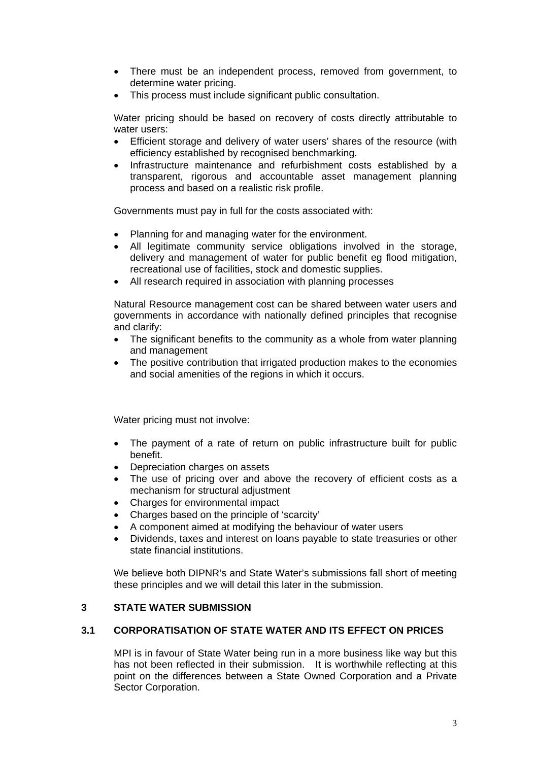- There must be an independent process, removed from government, to determine water pricing.
- This process must include significant public consultation.

Water pricing should be based on recovery of costs directly attributable to water users:

- Efficient storage and delivery of water users' shares of the resource (with efficiency established by recognised benchmarking.
- Infrastructure maintenance and refurbishment costs established by a transparent, rigorous and accountable asset management planning process and based on a realistic risk profile.

Governments must pay in full for the costs associated with:

- Planning for and managing water for the environment.
- All legitimate community service obligations involved in the storage, delivery and management of water for public benefit eg flood mitigation, recreational use of facilities, stock and domestic supplies.
- All research required in association with planning processes

Natural Resource management cost can be shared between water users and governments in accordance with nationally defined principles that recognise and clarify:

- The significant benefits to the community as a whole from water planning and management
- The positive contribution that irrigated production makes to the economies and social amenities of the regions in which it occurs.

Water pricing must not involve:

- The payment of a rate of return on public infrastructure built for public benefit.
- Depreciation charges on assets
- The use of pricing over and above the recovery of efficient costs as a mechanism for structural adjustment
- Charges for environmental impact
- Charges based on the principle of 'scarcity'
- A component aimed at modifying the behaviour of water users
- Dividends, taxes and interest on loans payable to state treasuries or other state financial institutions.

We believe both DIPNR's and State Water's submissions fall short of meeting these principles and we will detail this later in the submission.

## 3 STATE WATER SUBMISSION

### 3.1 CORPORATISATION OF STATE WATER AND ITS EFFECT ON PRICES

MPI is in favour of State Water being run in a more business like way but this has not been reflected in their submission. It is worthwhile reflecting at this point on the differences between a State Owned Corporation and a Private Sector Corporation.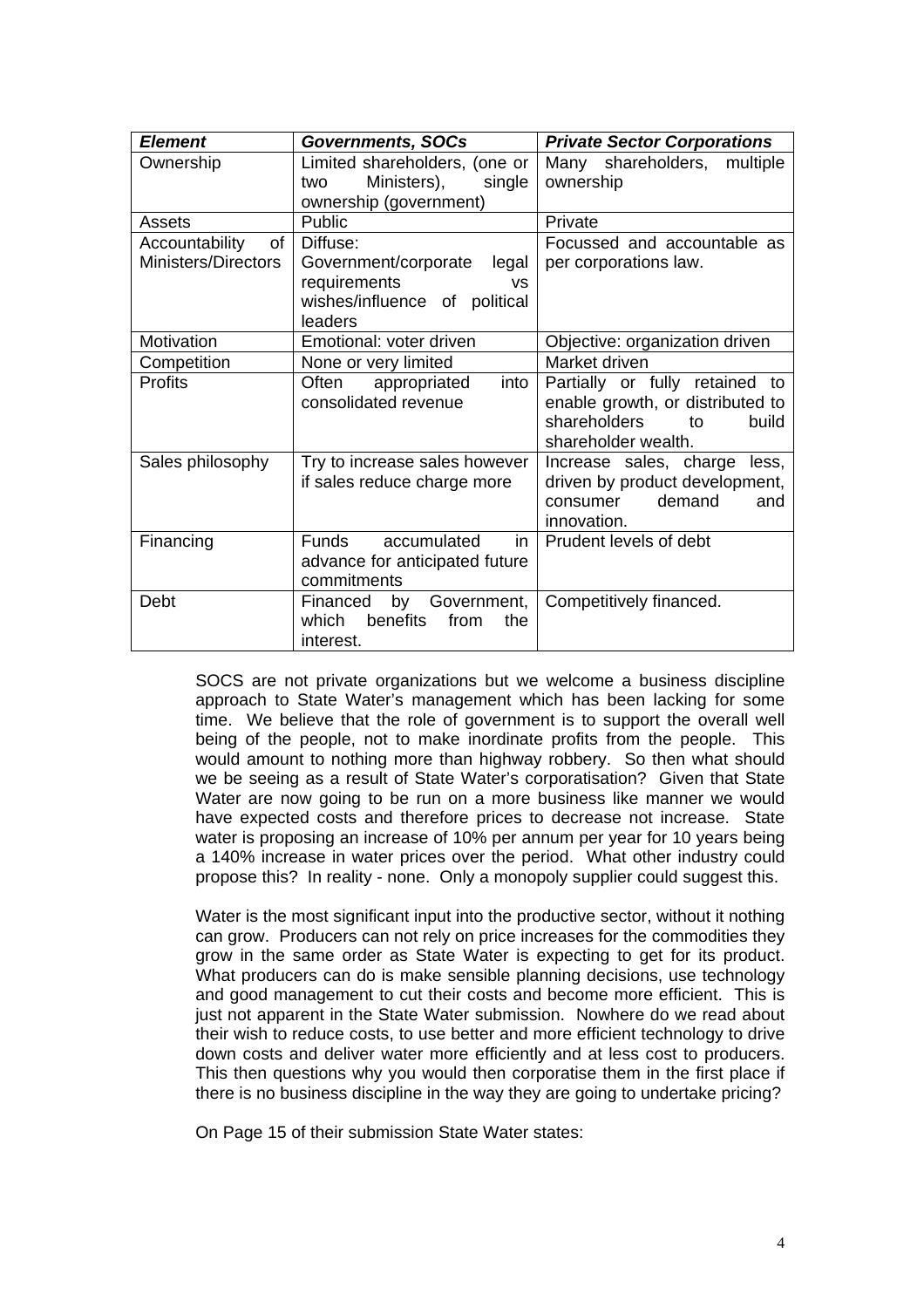| ***Element*** | ***Governments, SOCs*** | ***Private Sector Corporations*** |
|---|---|---|
| Ownership | Limited shareholders, (one or two Ministers), single ownership (government) | Many shareholders, multiple ownership |
| Assets | Public | Private |
| Accountability of Ministers/Directors | Diffuse: Government/corporate legal requirements vs wishes/influence of political leaders | Focussed and accountable as per corporations law. |
| Motivation | Emotional: voter driven | Objective: organization driven |
| Competition | None or very limited | Market driven |
| Profits | Often appropriated into consolidated revenue | Partially or fully retained to enable growth, or distributed to shareholders to build shareholder wealth. |
| Sales philosophy | Try to increase sales however if sales reduce charge more | Increase sales, charge less, driven by product development, consumer demand and innovation. |
| Financing | Funds accumulated in advance for anticipated future commitments | Prudent levels of debt |
| Debt | Financed by Government, which benefits from the interest. | Competitively financed. |

SOCS are not private organizations but we welcome a business discipline approach to State Water's management which has been lacking for some time. We believe that the role of government is to support the overall well being of the people, not to make inordinate profits from the people. This would amount to nothing more than highway robbery. So then what should we be seeing as a result of State Water's corporatisation? Given that State Water are now going to be run on a more business like manner we would have expected costs and therefore prices to decrease not increase. State water is proposing an increase of 10% per annum per year for 10 years being a 140% increase in water prices over the period. What other industry could propose this? In reality - none. Only a monopoly supplier could suggest this.

Water is the most significant input into the productive sector, without it nothing can grow. Producers can not rely on price increases for the commodities they grow in the same order as State Water is expecting to get for its product. What producers can do is make sensible planning decisions, use technology and good management to cut their costs and become more efficient. This is just not apparent in the State Water submission. Nowhere do we read about their wish to reduce costs, to use better and more efficient technology to drive down costs and deliver water more efficiently and at less cost to producers. This then questions why you would then corporatise them in the first place if there is no business discipline in the way they are going to undertake pricing?

On Page 15 of their submission State Water states: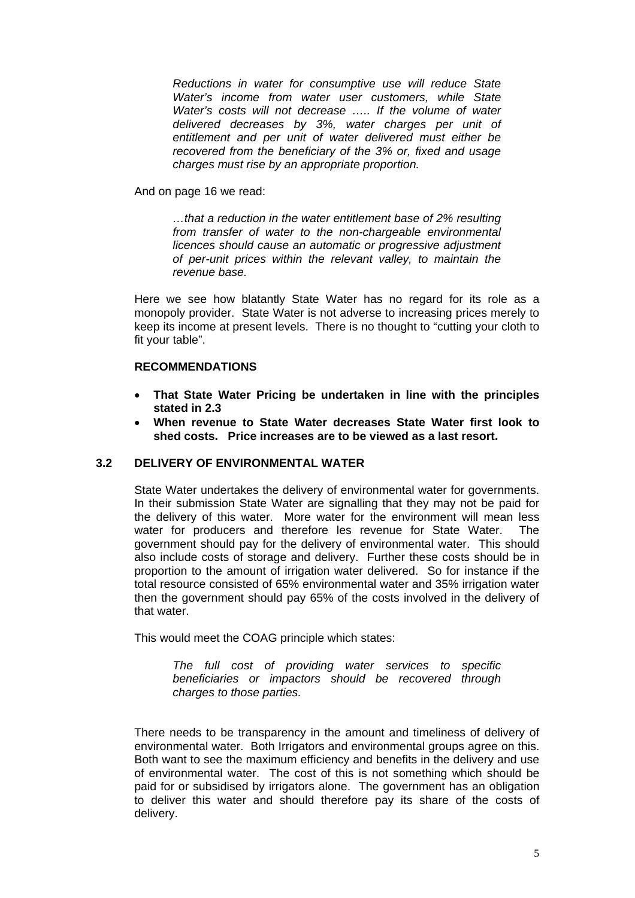> *Reductions in water for consumptive use will reduce State Water's income from water user customers, while State Water's costs will not decrease ….. If the volume of water delivered decreases by 3%, water charges per unit of entitlement and per unit of water delivered must either be recovered from the beneficiary of the 3% or, fixed and usage charges must rise by an appropriate proportion.*

And on page 16 we read:

> *…that a reduction in the water entitlement base of 2% resulting from transfer of water to the non-chargeable environmental licences should cause an automatic or progressive adjustment of per-unit prices within the relevant valley, to maintain the revenue base.*

Here we see how blatantly State Water has no regard for its role as a monopoly provider. State Water is not adverse to increasing prices merely to keep its income at present levels. There is no thought to "cutting your cloth to fit your table".

**RECOMMENDATIONS**

- **That State Water Pricing be undertaken in line with the principles stated in 2.3**
- **When revenue to State Water decreases State Water first look to shed costs. Price increases are to be viewed as a last resort.**

### 3.2 DELIVERY OF ENVIRONMENTAL WATER

State Water undertakes the delivery of environmental water for governments. In their submission State Water are signalling that they may not be paid for the delivery of this water. More water for the environment will mean less water for producers and therefore les revenue for State Water. The government should pay for the delivery of environmental water. This should also include costs of storage and delivery. Further these costs should be in proportion to the amount of irrigation water delivered. So for instance if the total resource consisted of 65% environmental water and 35% irrigation water then the government should pay 65% of the costs involved in the delivery of that water.

This would meet the COAG principle which states:

> *The full cost of providing water services to specific beneficiaries or impactors should be recovered through charges to those parties.*

There needs to be transparency in the amount and timeliness of delivery of environmental water. Both Irrigators and environmental groups agree on this. Both want to see the maximum efficiency and benefits in the delivery and use of environmental water. The cost of this is not something which should be paid for or subsidised by irrigators alone. The government has an obligation to deliver this water and should therefore pay its share of the costs of delivery.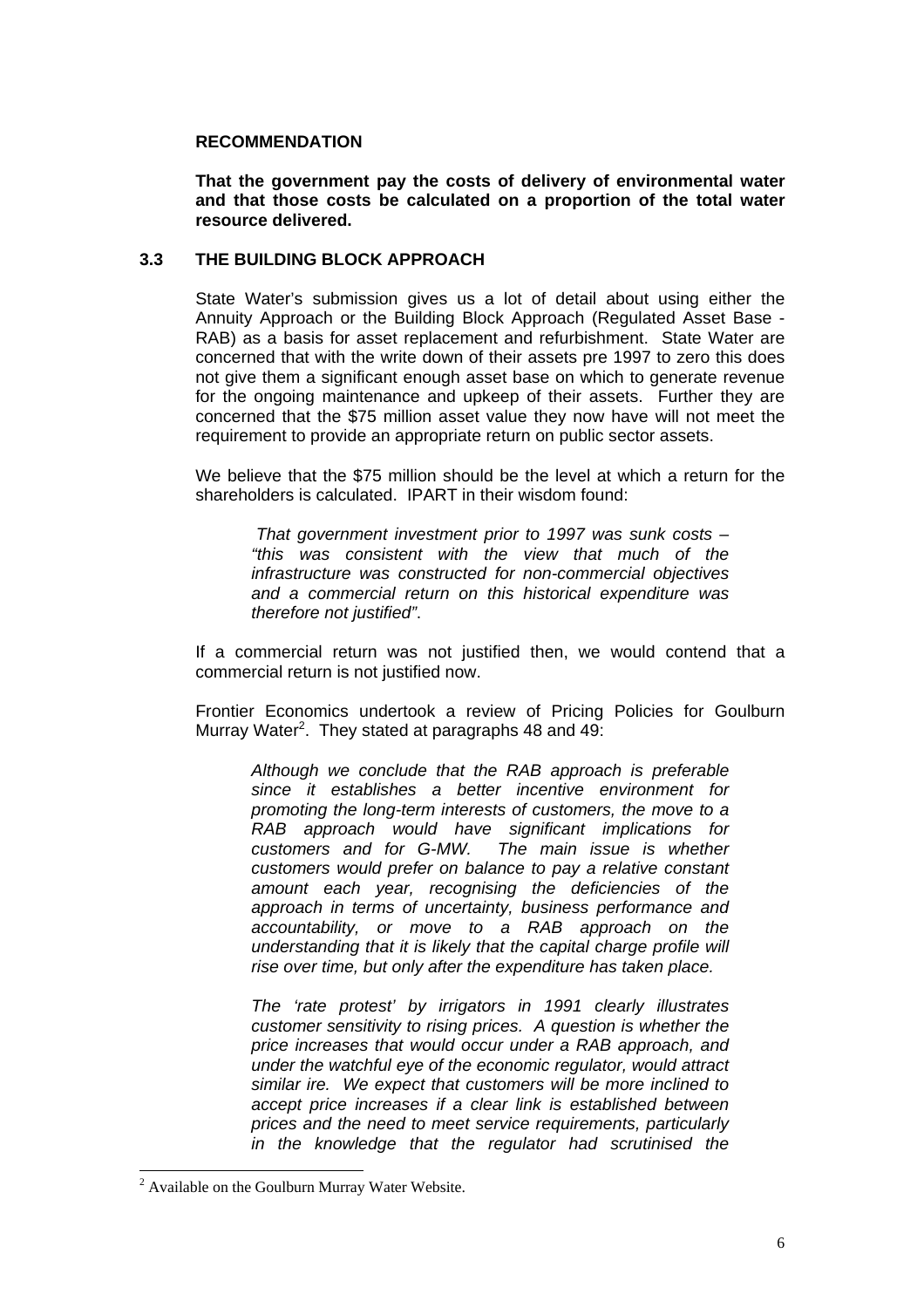**RECOMMENDATION**

**That the government pay the costs of delivery of environmental water and that those costs be calculated on a proportion of the total water resource delivered.**

### 3.3 THE BUILDING BLOCK APPROACH

State Water's submission gives us a lot of detail about using either the Annuity Approach or the Building Block Approach (Regulated Asset Base - RAB) as a basis for asset replacement and refurbishment. State Water are concerned that with the write down of their assets pre 1997 to zero this does not give them a significant enough asset base on which to generate revenue for the ongoing maintenance and upkeep of their assets. Further they are concerned that the $75 million asset value they now have will not meet the requirement to provide an appropriate return on public sector assets.

We believe that the $75 million should be the level at which a return for the shareholders is calculated. IPART in their wisdom found:

> *That government investment prior to 1997 was sunk costs – "this was consistent with the view that much of the infrastructure was constructed for non-commercial objectives and a commercial return on this historical expenditure was therefore not justified".*

If a commercial return was not justified then, we would contend that a commercial return is not justified now.

Frontier Economics undertook a review of Pricing Policies for Goulburn Murray Water[2]. They stated at paragraphs 48 and 49:

> *Although we conclude that the RAB approach is preferable since it establishes a better incentive environment for promoting the long-term interests of customers, the move to a RAB approach would have significant implications for customers and for G-MW. The main issue is whether customers would prefer on balance to pay a relative constant amount each year, recognising the deficiencies of the approach in terms of uncertainty, business performance and accountability, or move to a RAB approach on the understanding that it is likely that the capital charge profile will rise over time, but only after the expenditure has taken place.*
>
> *The 'rate protest' by irrigators in 1991 clearly illustrates customer sensitivity to rising prices. A question is whether the price increases that would occur under a RAB approach, and under the watchful eye of the economic regulator, would attract similar ire. We expect that customers will be more inclined to accept price increases if a clear link is established between prices and the need to meet service requirements, particularly in the knowledge that the regulator had scrutinised the*

---

[2] Available on the Goulburn Murray Water Website.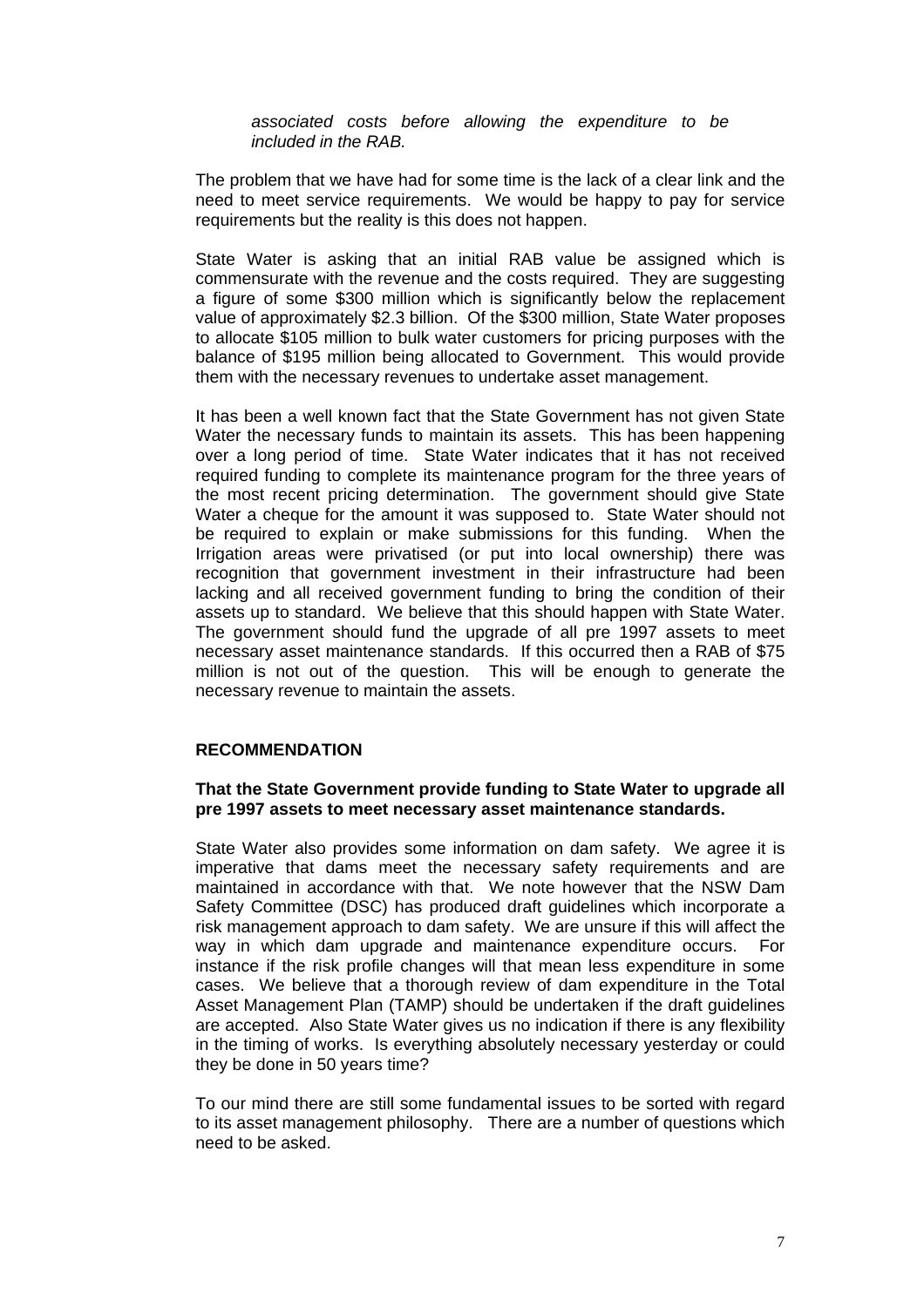> *associated costs before allowing the expenditure to be included in the RAB.*

The problem that we have had for some time is the lack of a clear link and the need to meet service requirements. We would be happy to pay for service requirements but the reality is this does not happen.

State Water is asking that an initial RAB value be assigned which is commensurate with the revenue and the costs required. They are suggesting a figure of some $300 million which is significantly below the replacement value of approximately $2.3 billion. Of the $300 million, State Water proposes to allocate $105 million to bulk water customers for pricing purposes with the balance of $195 million being allocated to Government. This would provide them with the necessary revenues to undertake asset management.

It has been a well known fact that the State Government has not given State Water the necessary funds to maintain its assets. This has been happening over a long period of time. State Water indicates that it has not received required funding to complete its maintenance program for the three years of the most recent pricing determination. The government should give State Water a cheque for the amount it was supposed to. State Water should not be required to explain or make submissions for this funding. When the Irrigation areas were privatised (or put into local ownership) there was recognition that government investment in their infrastructure had been lacking and all received government funding to bring the condition of their assets up to standard. We believe that this should happen with State Water. The government should fund the upgrade of all pre 1997 assets to meet necessary asset maintenance standards. If this occurred then a RAB of $75 million is not out of the question. This will be enough to generate the necessary revenue to maintain the assets.

**RECOMMENDATION**

**That the State Government provide funding to State Water to upgrade all pre 1997 assets to meet necessary asset maintenance standards.**

State Water also provides some information on dam safety. We agree it is imperative that dams meet the necessary safety requirements and are maintained in accordance with that. We note however that the NSW Dam Safety Committee (DSC) has produced draft guidelines which incorporate a risk management approach to dam safety. We are unsure if this will affect the way in which dam upgrade and maintenance expenditure occurs. For instance if the risk profile changes will that mean less expenditure in some cases. We believe that a thorough review of dam expenditure in the Total Asset Management Plan (TAMP) should be undertaken if the draft guidelines are accepted. Also State Water gives us no indication if there is any flexibility in the timing of works. Is everything absolutely necessary yesterday or could they be done in 50 years time?

To our mind there are still some fundamental issues to be sorted with regard to its asset management philosophy. There are a number of questions which need to be asked.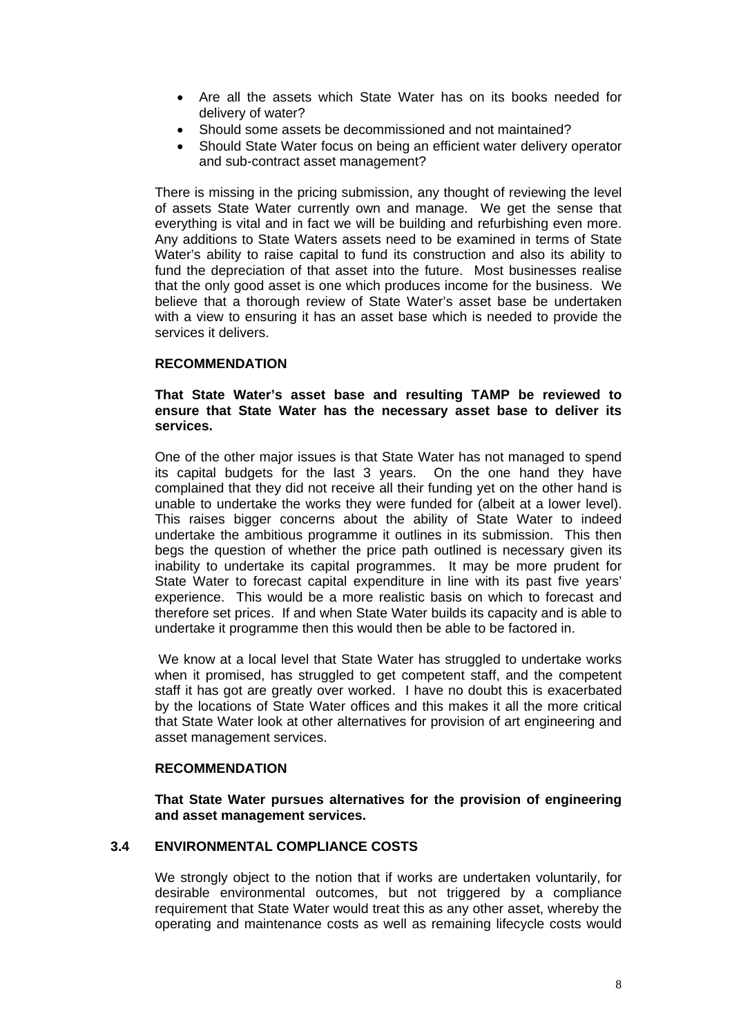- Are all the assets which State Water has on its books needed for delivery of water?
- Should some assets be decommissioned and not maintained?
- Should State Water focus on being an efficient water delivery operator and sub-contract asset management?

There is missing in the pricing submission, any thought of reviewing the level of assets State Water currently own and manage. We get the sense that everything is vital and in fact we will be building and refurbishing even more. Any additions to State Waters assets need to be examined in terms of State Water's ability to raise capital to fund its construction and also its ability to fund the depreciation of that asset into the future. Most businesses realise that the only good asset is one which produces income for the business. We believe that a thorough review of State Water's asset base be undertaken with a view to ensuring it has an asset base which is needed to provide the services it delivers.

**RECOMMENDATION**

**That State Water's asset base and resulting TAMP be reviewed to ensure that State Water has the necessary asset base to deliver its services.**

One of the other major issues is that State Water has not managed to spend its capital budgets for the last 3 years. On the one hand they have complained that they did not receive all their funding yet on the other hand is unable to undertake the works they were funded for (albeit at a lower level). This raises bigger concerns about the ability of State Water to indeed undertake the ambitious programme it outlines in its submission. This then begs the question of whether the price path outlined is necessary given its inability to undertake its capital programmes. It may be more prudent for State Water to forecast capital expenditure in line with its past five years' experience. This would be a more realistic basis on which to forecast and therefore set prices. If and when State Water builds its capacity and is able to undertake it programme then this would then be able to be factored in.

We know at a local level that State Water has struggled to undertake works when it promised, has struggled to get competent staff, and the competent staff it has got are greatly over worked. I have no doubt this is exacerbated by the locations of State Water offices and this makes it all the more critical that State Water look at other alternatives for provision of art engineering and asset management services.

**RECOMMENDATION**

**That State Water pursues alternatives for the provision of engineering and asset management services.**

## 3.4 ENVIRONMENTAL COMPLIANCE COSTS

We strongly object to the notion that if works are undertaken voluntarily, for desirable environmental outcomes, but not triggered by a compliance requirement that State Water would treat this as any other asset, whereby the operating and maintenance costs as well as remaining lifecycle costs would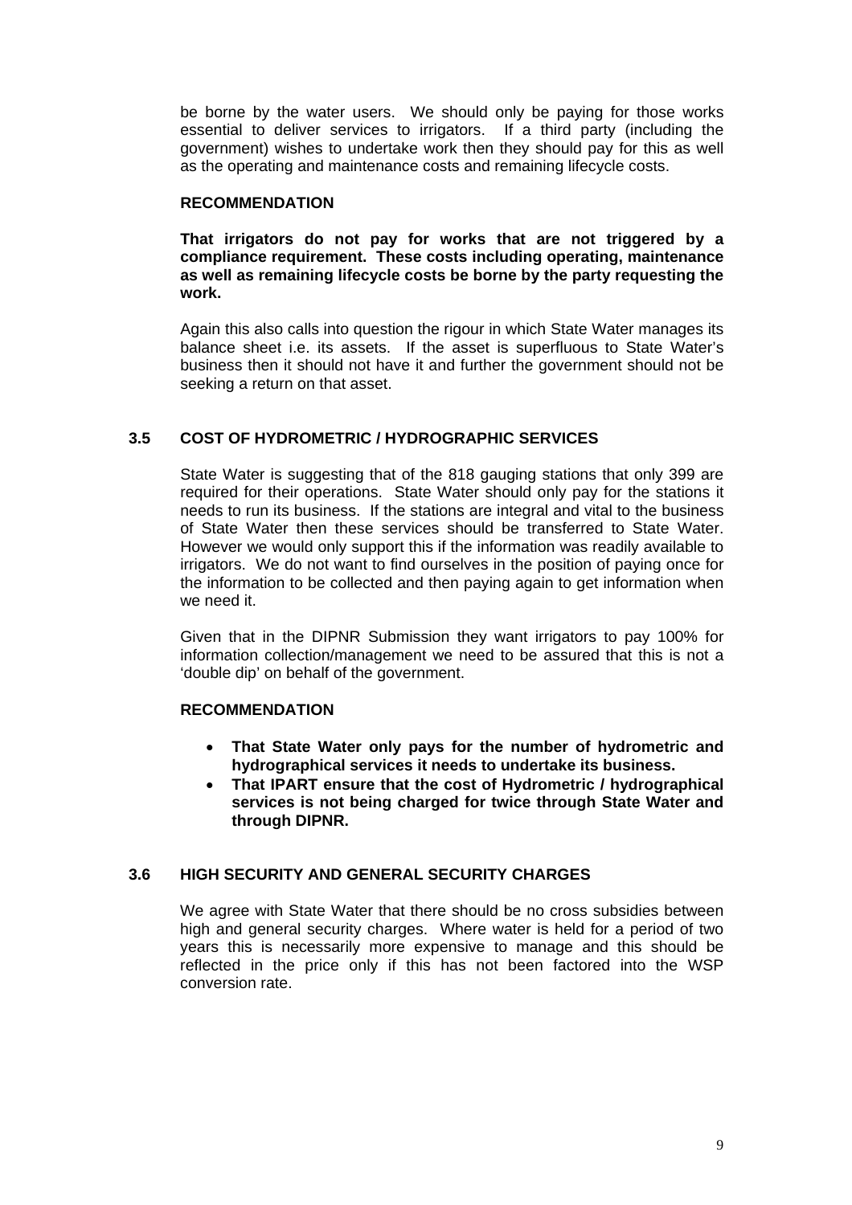be borne by the water users. We should only be paying for those works essential to deliver services to irrigators. If a third party (including the government) wishes to undertake work then they should pay for this as well as the operating and maintenance costs and remaining lifecycle costs.

**RECOMMENDATION**

**That irrigators do not pay for works that are not triggered by a compliance requirement. These costs including operating, maintenance as well as remaining lifecycle costs be borne by the party requesting the work.**

Again this also calls into question the rigour in which State Water manages its balance sheet i.e. its assets. If the asset is superfluous to State Water's business then it should not have it and further the government should not be seeking a return on that asset.

## 3.5 COST OF HYDROMETRIC / HYDROGRAPHIC SERVICES

State Water is suggesting that of the 818 gauging stations that only 399 are required for their operations. State Water should only pay for the stations it needs to run its business. If the stations are integral and vital to the business of State Water then these services should be transferred to State Water. However we would only support this if the information was readily available to irrigators. We do not want to find ourselves in the position of paying once for the information to be collected and then paying again to get information when we need it.

Given that in the DIPNR Submission they want irrigators to pay 100% for information collection/management we need to be assured that this is not a 'double dip' on behalf of the government.

**RECOMMENDATION**

- **That State Water only pays for the number of hydrometric and hydrographical services it needs to undertake its business.**
- **That IPART ensure that the cost of Hydrometric / hydrographical services is not being charged for twice through State Water and through DIPNR.**

## 3.6 HIGH SECURITY AND GENERAL SECURITY CHARGES

We agree with State Water that there should be no cross subsidies between high and general security charges. Where water is held for a period of two years this is necessarily more expensive to manage and this should be reflected in the price only if this has not been factored into the WSP conversion rate.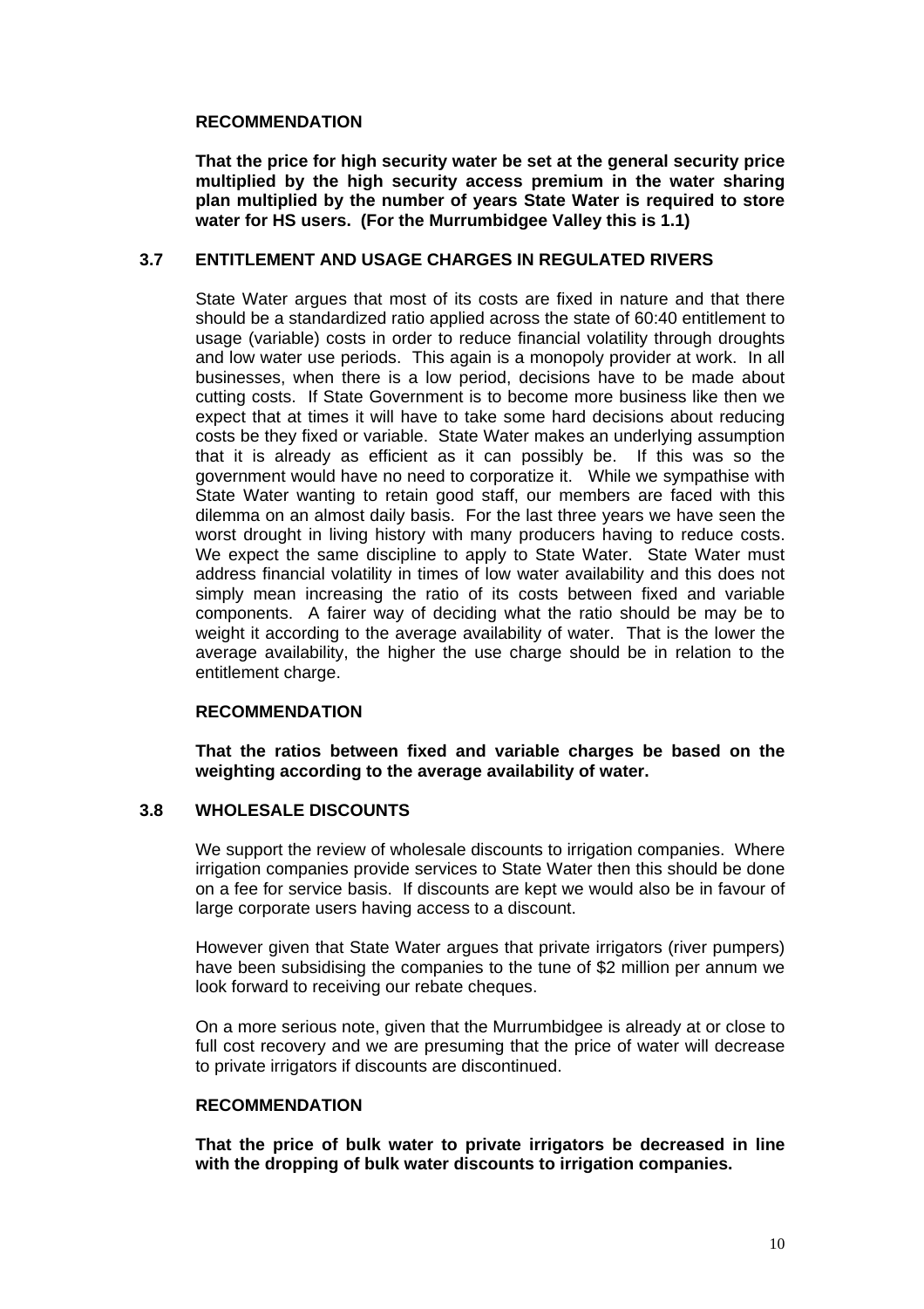**RECOMMENDATION**

**That the price for high security water be set at the general security price multiplied by the high security access premium in the water sharing plan multiplied by the number of years State Water is required to store water for HS users. (For the Murrumbidgee Valley this is 1.1)**

## 3.7 ENTITLEMENT AND USAGE CHARGES IN REGULATED RIVERS

State Water argues that most of its costs are fixed in nature and that there should be a standardized ratio applied across the state of 60:40 entitlement to usage (variable) costs in order to reduce financial volatility through droughts and low water use periods. This again is a monopoly provider at work. In all businesses, when there is a low period, decisions have to be made about cutting costs. If State Government is to become more business like then we expect that at times it will have to take some hard decisions about reducing costs be they fixed or variable. State Water makes an underlying assumption that it is already as efficient as it can possibly be. If this was so the government would have no need to corporatize it. While we sympathise with State Water wanting to retain good staff, our members are faced with this dilemma on an almost daily basis. For the last three years we have seen the worst drought in living history with many producers having to reduce costs. We expect the same discipline to apply to State Water. State Water must address financial volatility in times of low water availability and this does not simply mean increasing the ratio of its costs between fixed and variable components. A fairer way of deciding what the ratio should be may be to weight it according to the average availability of water. That is the lower the average availability, the higher the use charge should be in relation to the entitlement charge.

**RECOMMENDATION**

**That the ratios between fixed and variable charges be based on the weighting according to the average availability of water.**

## 3.8 WHOLESALE DISCOUNTS

We support the review of wholesale discounts to irrigation companies. Where irrigation companies provide services to State Water then this should be done on a fee for service basis. If discounts are kept we would also be in favour of large corporate users having access to a discount.

However given that State Water argues that private irrigators (river pumpers) have been subsidising the companies to the tune of \$2 million per annum we look forward to receiving our rebate cheques.

On a more serious note, given that the Murrumbidgee is already at or close to full cost recovery and we are presuming that the price of water will decrease to private irrigators if discounts are discontinued.

**RECOMMENDATION**

**That the price of bulk water to private irrigators be decreased in line with the dropping of bulk water discounts to irrigation companies.**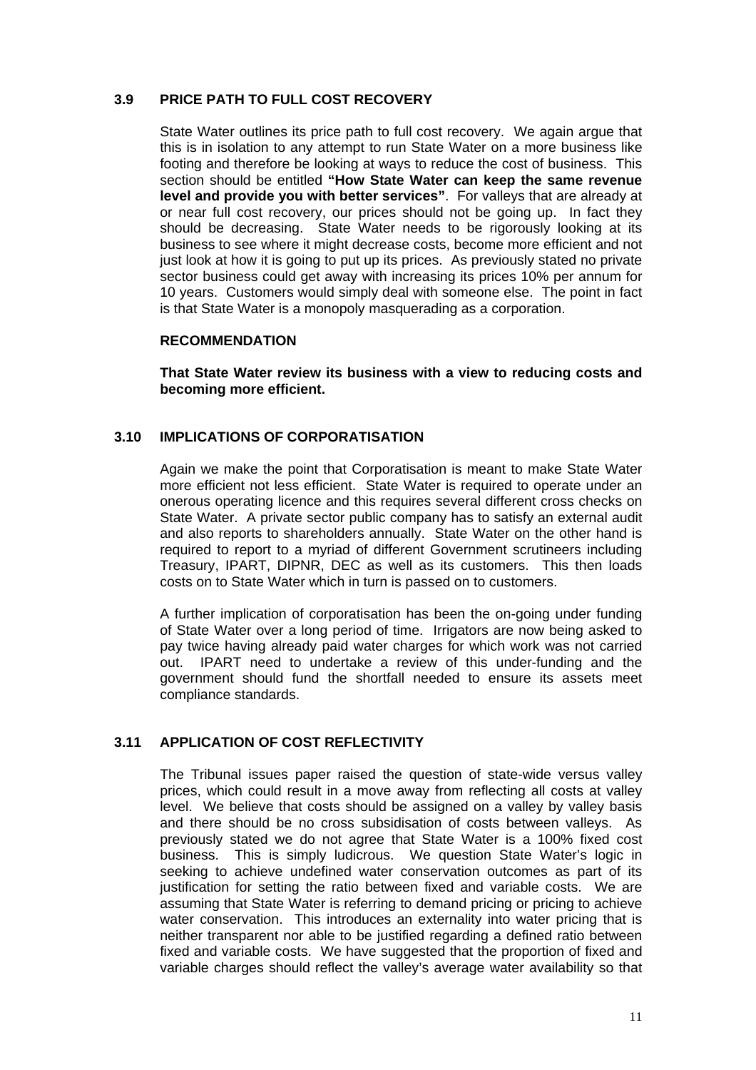### 3.9 PRICE PATH TO FULL COST RECOVERY

State Water outlines its price path to full cost recovery. We again argue that this is in isolation to any attempt to run State Water on a more business like footing and therefore be looking at ways to reduce the cost of business. This section should be entitled **"How State Water can keep the same revenue level and provide you with better services"**. For valleys that are already at or near full cost recovery, our prices should not be going up. In fact they should be decreasing. State Water needs to be rigorously looking at its business to see where it might decrease costs, become more efficient and not just look at how it is going to put up its prices. As previously stated no private sector business could get away with increasing its prices 10% per annum for 10 years. Customers would simply deal with someone else. The point in fact is that State Water is a monopoly masquerading as a corporation.

**RECOMMENDATION**

**That State Water review its business with a view to reducing costs and becoming more efficient.**

### 3.10 IMPLICATIONS OF CORPORATISATION

Again we make the point that Corporatisation is meant to make State Water more efficient not less efficient. State Water is required to operate under an onerous operating licence and this requires several different cross checks on State Water. A private sector public company has to satisfy an external audit and also reports to shareholders annually. State Water on the other hand is required to report to a myriad of different Government scrutineers including Treasury, IPART, DIPNR, DEC as well as its customers. This then loads costs on to State Water which in turn is passed on to customers.

A further implication of corporatisation has been the on-going under funding of State Water over a long period of time. Irrigators are now being asked to pay twice having already paid water charges for which work was not carried out. IPART need to undertake a review of this under-funding and the government should fund the shortfall needed to ensure its assets meet compliance standards.

### 3.11 APPLICATION OF COST REFLECTIVITY

The Tribunal issues paper raised the question of state-wide versus valley prices, which could result in a move away from reflecting all costs at valley level. We believe that costs should be assigned on a valley by valley basis and there should be no cross subsidisation of costs between valleys. As previously stated we do not agree that State Water is a 100% fixed cost business. This is simply ludicrous. We question State Water's logic in seeking to achieve undefined water conservation outcomes as part of its justification for setting the ratio between fixed and variable costs. We are assuming that State Water is referring to demand pricing or pricing to achieve water conservation. This introduces an externality into water pricing that is neither transparent nor able to be justified regarding a defined ratio between fixed and variable costs. We have suggested that the proportion of fixed and variable charges should reflect the valley's average water availability so that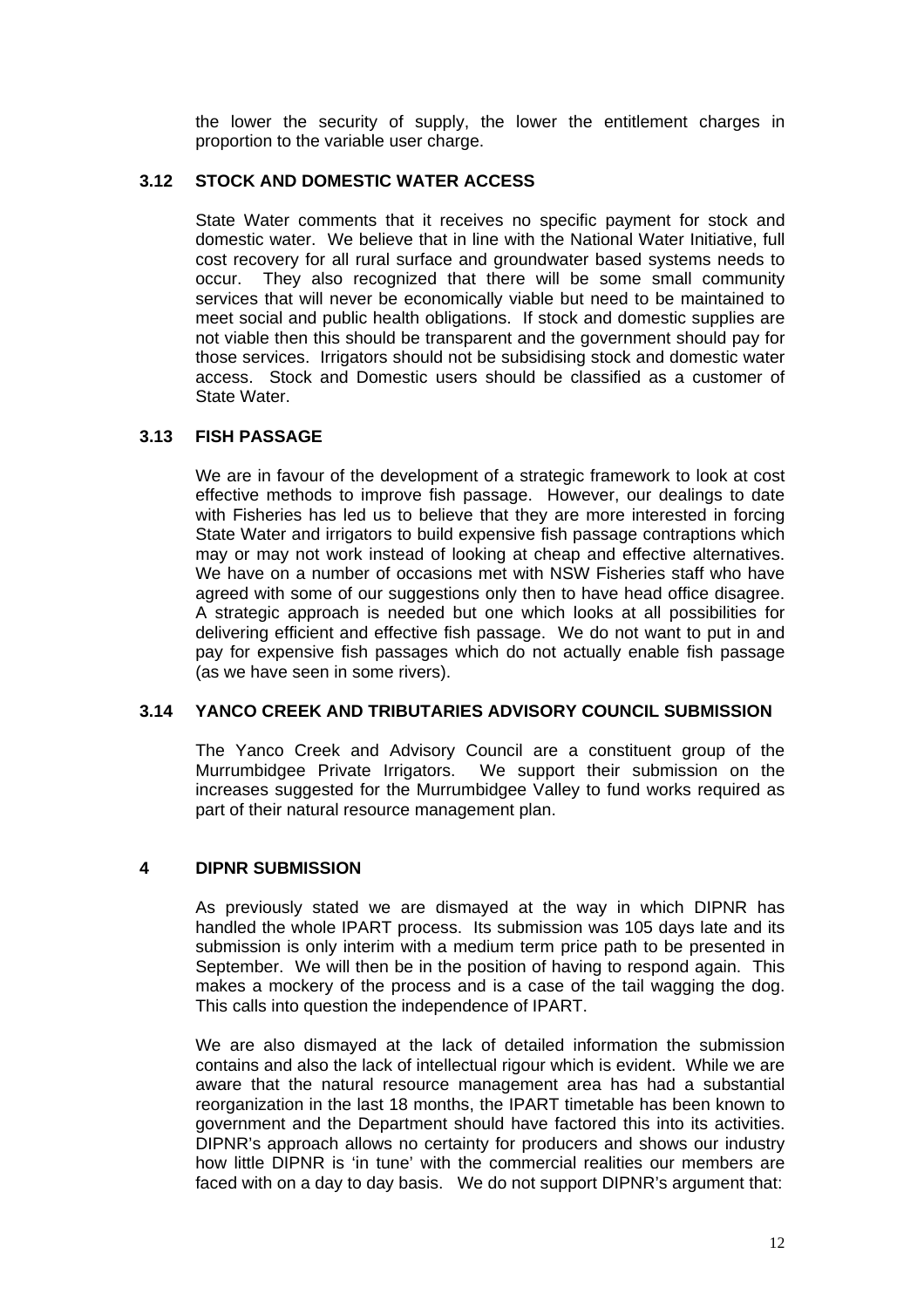the lower the security of supply, the lower the entitlement charges in proportion to the variable user charge.

### 3.12 STOCK AND DOMESTIC WATER ACCESS

State Water comments that it receives no specific payment for stock and domestic water. We believe that in line with the National Water Initiative, full cost recovery for all rural surface and groundwater based systems needs to occur. They also recognized that there will be some small community services that will never be economically viable but need to be maintained to meet social and public health obligations. If stock and domestic supplies are not viable then this should be transparent and the government should pay for those services. Irrigators should not be subsidising stock and domestic water access. Stock and Domestic users should be classified as a customer of State Water.

### 3.13 FISH PASSAGE

We are in favour of the development of a strategic framework to look at cost effective methods to improve fish passage. However, our dealings to date with Fisheries has led us to believe that they are more interested in forcing State Water and irrigators to build expensive fish passage contraptions which may or may not work instead of looking at cheap and effective alternatives. We have on a number of occasions met with NSW Fisheries staff who have agreed with some of our suggestions only then to have head office disagree. A strategic approach is needed but one which looks at all possibilities for delivering efficient and effective fish passage. We do not want to put in and pay for expensive fish passages which do not actually enable fish passage (as we have seen in some rivers).

### 3.14 YANCO CREEK AND TRIBUTARIES ADVISORY COUNCIL SUBMISSION

The Yanco Creek and Advisory Council are a constituent group of the Murrumbidgee Private Irrigators. We support their submission on the increases suggested for the Murrumbidgee Valley to fund works required as part of their natural resource management plan.

## 4 DIPNR SUBMISSION

As previously stated we are dismayed at the way in which DIPNR has handled the whole IPART process. Its submission was 105 days late and its submission is only interim with a medium term price path to be presented in September. We will then be in the position of having to respond again. This makes a mockery of the process and is a case of the tail wagging the dog. This calls into question the independence of IPART.

We are also dismayed at the lack of detailed information the submission contains and also the lack of intellectual rigour which is evident. While we are aware that the natural resource management area has had a substantial reorganization in the last 18 months, the IPART timetable has been known to government and the Department should have factored this into its activities. DIPNR's approach allows no certainty for producers and shows our industry how little DIPNR is 'in tune' with the commercial realities our members are faced with on a day to day basis. We do not support DIPNR's argument that: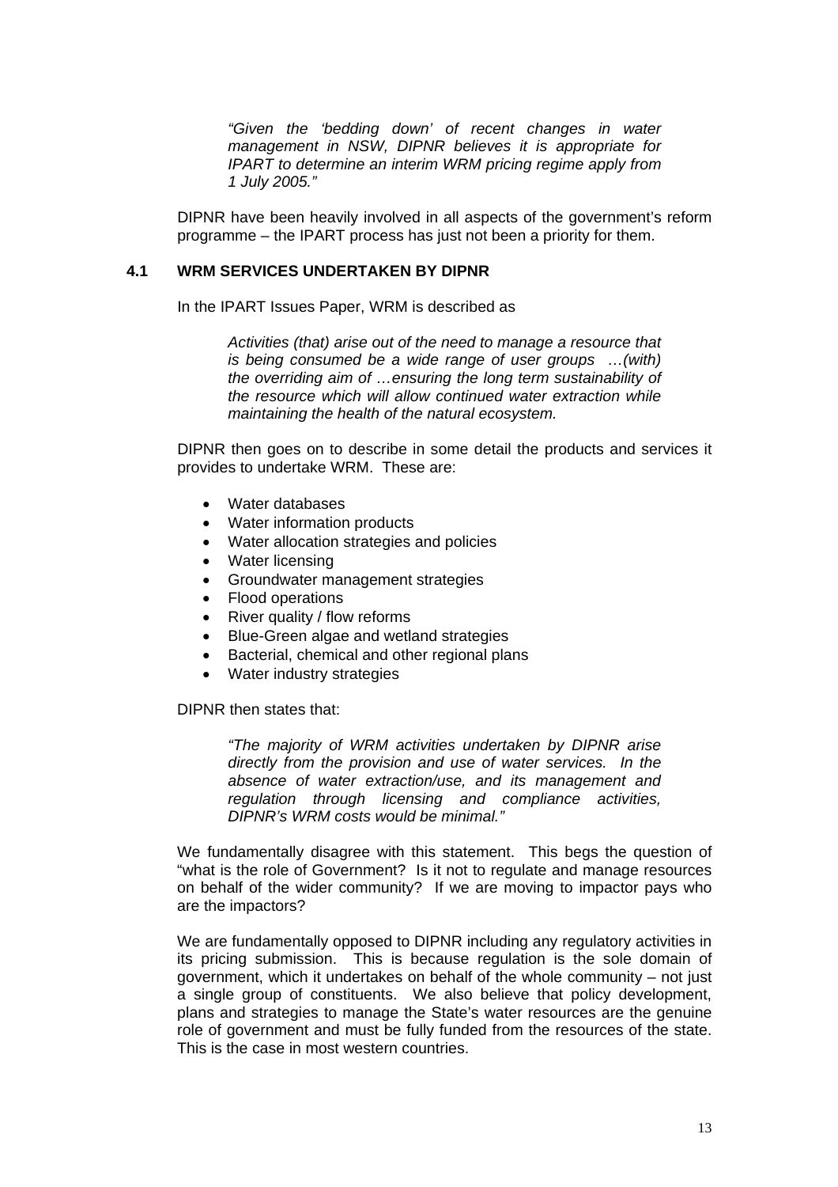> *"Given the 'bedding down' of recent changes in water management in NSW, DIPNR believes it is appropriate for IPART to determine an interim WRM pricing regime apply from 1 July 2005."*

DIPNR have been heavily involved in all aspects of the government's reform programme – the IPART process has just not been a priority for them.

### 4.1 WRM SERVICES UNDERTAKEN BY DIPNR

In the IPART Issues Paper, WRM is described as

> *Activities (that) arise out of the need to manage a resource that is being consumed be a wide range of user groups …(with) the overriding aim of …ensuring the long term sustainability of the resource which will allow continued water extraction while maintaining the health of the natural ecosystem.*

DIPNR then goes on to describe in some detail the products and services it provides to undertake WRM. These are:

- Water databases
- Water information products
- Water allocation strategies and policies
- Water licensing
- Groundwater management strategies
- Flood operations
- River quality / flow reforms
- Blue-Green algae and wetland strategies
- Bacterial, chemical and other regional plans
- Water industry strategies

DIPNR then states that:

> *"The majority of WRM activities undertaken by DIPNR arise directly from the provision and use of water services. In the absence of water extraction/use, and its management and regulation through licensing and compliance activities, DIPNR's WRM costs would be minimal."*

We fundamentally disagree with this statement. This begs the question of "what is the role of Government? Is it not to regulate and manage resources on behalf of the wider community? If we are moving to impactor pays who are the impactors?

We are fundamentally opposed to DIPNR including any regulatory activities in its pricing submission. This is because regulation is the sole domain of government, which it undertakes on behalf of the whole community – not just a single group of constituents. We also believe that policy development, plans and strategies to manage the State's water resources are the genuine role of government and must be fully funded from the resources of the state. This is the case in most western countries.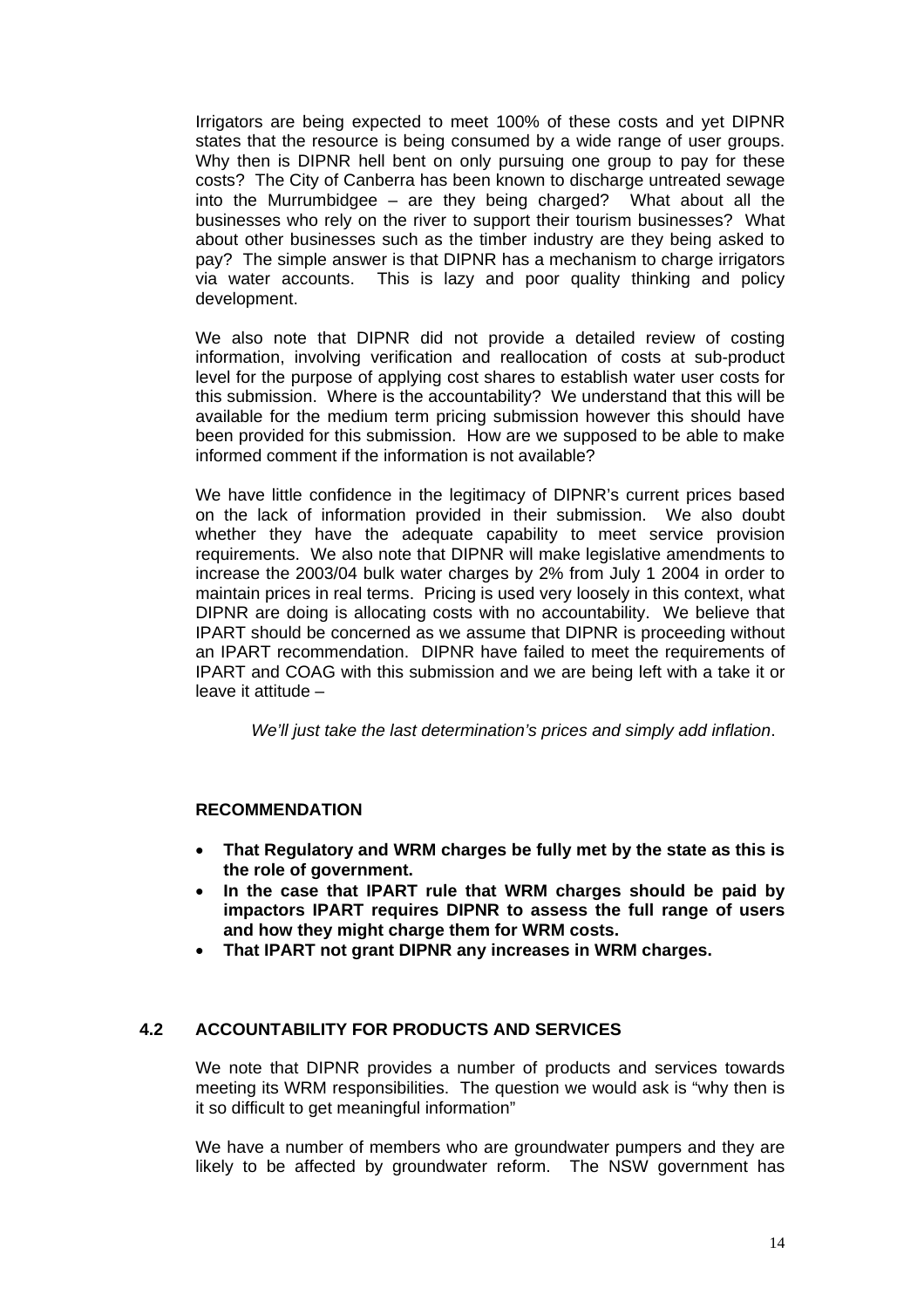Irrigators are being expected to meet 100% of these costs and yet DIPNR states that the resource is being consumed by a wide range of user groups. Why then is DIPNR hell bent on only pursuing one group to pay for these costs? The City of Canberra has been known to discharge untreated sewage into the Murrumbidgee – are they being charged? What about all the businesses who rely on the river to support their tourism businesses? What about other businesses such as the timber industry are they being asked to pay? The simple answer is that DIPNR has a mechanism to charge irrigators via water accounts. This is lazy and poor quality thinking and policy development.

We also note that DIPNR did not provide a detailed review of costing information, involving verification and reallocation of costs at sub-product level for the purpose of applying cost shares to establish water user costs for this submission. Where is the accountability? We understand that this will be available for the medium term pricing submission however this should have been provided for this submission. How are we supposed to be able to make informed comment if the information is not available?

We have little confidence in the legitimacy of DIPNR's current prices based on the lack of information provided in their submission. We also doubt whether they have the adequate capability to meet service provision requirements. We also note that DIPNR will make legislative amendments to increase the 2003/04 bulk water charges by 2% from July 1 2004 in order to maintain prices in real terms. Pricing is used very loosely in this context, what DIPNR are doing is allocating costs with no accountability. We believe that IPART should be concerned as we assume that DIPNR is proceeding without an IPART recommendation. DIPNR have failed to meet the requirements of IPART and COAG with this submission and we are being left with a take it or leave it attitude –

> *We'll just take the last determination's prices and simply add inflation*.

**RECOMMENDATION**

- **That Regulatory and WRM charges be fully met by the state as this is the role of government.**
- **In the case that IPART rule that WRM charges should be paid by impactors IPART requires DIPNR to assess the full range of users and how they might charge them for WRM costs.**
- **That IPART not grant DIPNR any increases in WRM charges.**

## 4.2 ACCOUNTABILITY FOR PRODUCTS AND SERVICES

We note that DIPNR provides a number of products and services towards meeting its WRM responsibilities. The question we would ask is "why then is it so difficult to get meaningful information"

We have a number of members who are groundwater pumpers and they are likely to be affected by groundwater reform. The NSW government has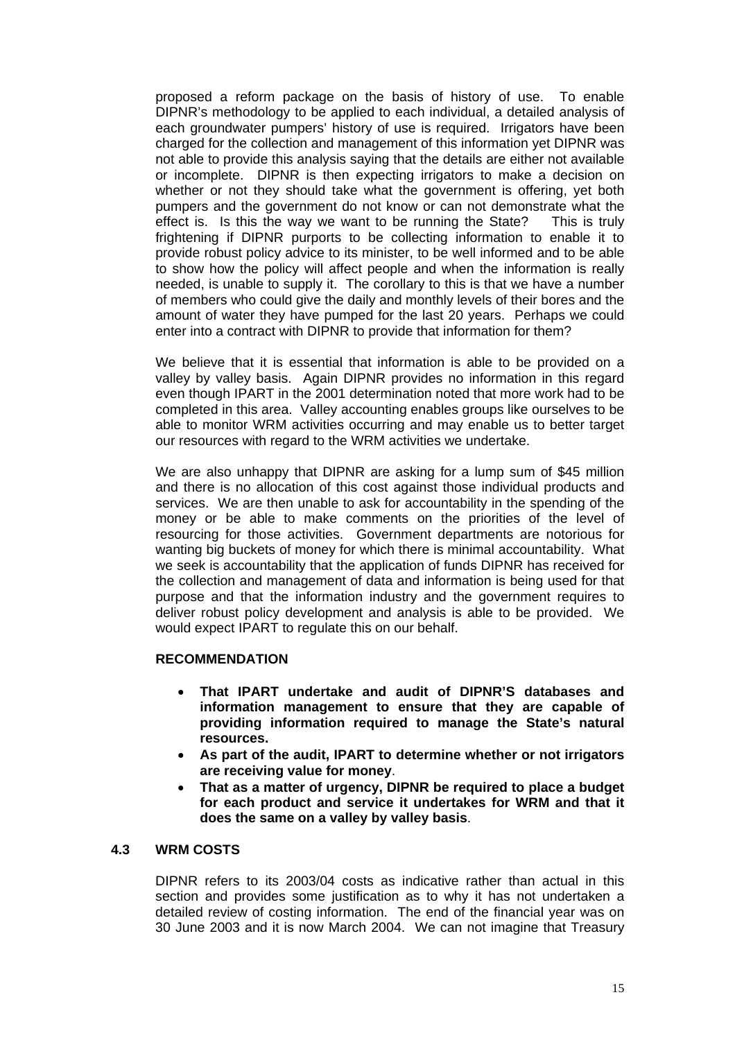proposed a reform package on the basis of history of use. To enable DIPNR's methodology to be applied to each individual, a detailed analysis of each groundwater pumpers' history of use is required. Irrigators have been charged for the collection and management of this information yet DIPNR was not able to provide this analysis saying that the details are either not available or incomplete. DIPNR is then expecting irrigators to make a decision on whether or not they should take what the government is offering, yet both pumpers and the government do not know or can not demonstrate what the effect is. Is this the way we want to be running the State? This is truly frightening if DIPNR purports to be collecting information to enable it to provide robust policy advice to its minister, to be well informed and to be able to show how the policy will affect people and when the information is really needed, is unable to supply it. The corollary to this is that we have a number of members who could give the daily and monthly levels of their bores and the amount of water they have pumped for the last 20 years. Perhaps we could enter into a contract with DIPNR to provide that information for them?

We believe that it is essential that information is able to be provided on a valley by valley basis. Again DIPNR provides no information in this regard even though IPART in the 2001 determination noted that more work had to be completed in this area. Valley accounting enables groups like ourselves to be able to monitor WRM activities occurring and may enable us to better target our resources with regard to the WRM activities we undertake.

We are also unhappy that DIPNR are asking for a lump sum of $45 million and there is no allocation of this cost against those individual products and services. We are then unable to ask for accountability in the spending of the money or be able to make comments on the priorities of the level of resourcing for those activities. Government departments are notorious for wanting big buckets of money for which there is minimal accountability. What we seek is accountability that the application of funds DIPNR has received for the collection and management of data and information is being used for that purpose and that the information industry and the government requires to deliver robust policy development and analysis is able to be provided. We would expect IPART to regulate this on our behalf.

**RECOMMENDATION**

- **That IPART undertake and audit of DIPNR'S databases and information management to ensure that they are capable of providing information required to manage the State's natural resources.**
- **As part of the audit, IPART to determine whether or not irrigators are receiving value for money**.
- **That as a matter of urgency, DIPNR be required to place a budget for each product and service it undertakes for WRM and that it does the same on a valley by valley basis**.

## 4.3 WRM COSTS

DIPNR refers to its 2003/04 costs as indicative rather than actual in this section and provides some justification as to why it has not undertaken a detailed review of costing information. The end of the financial year was on 30 June 2003 and it is now March 2004. We can not imagine that Treasury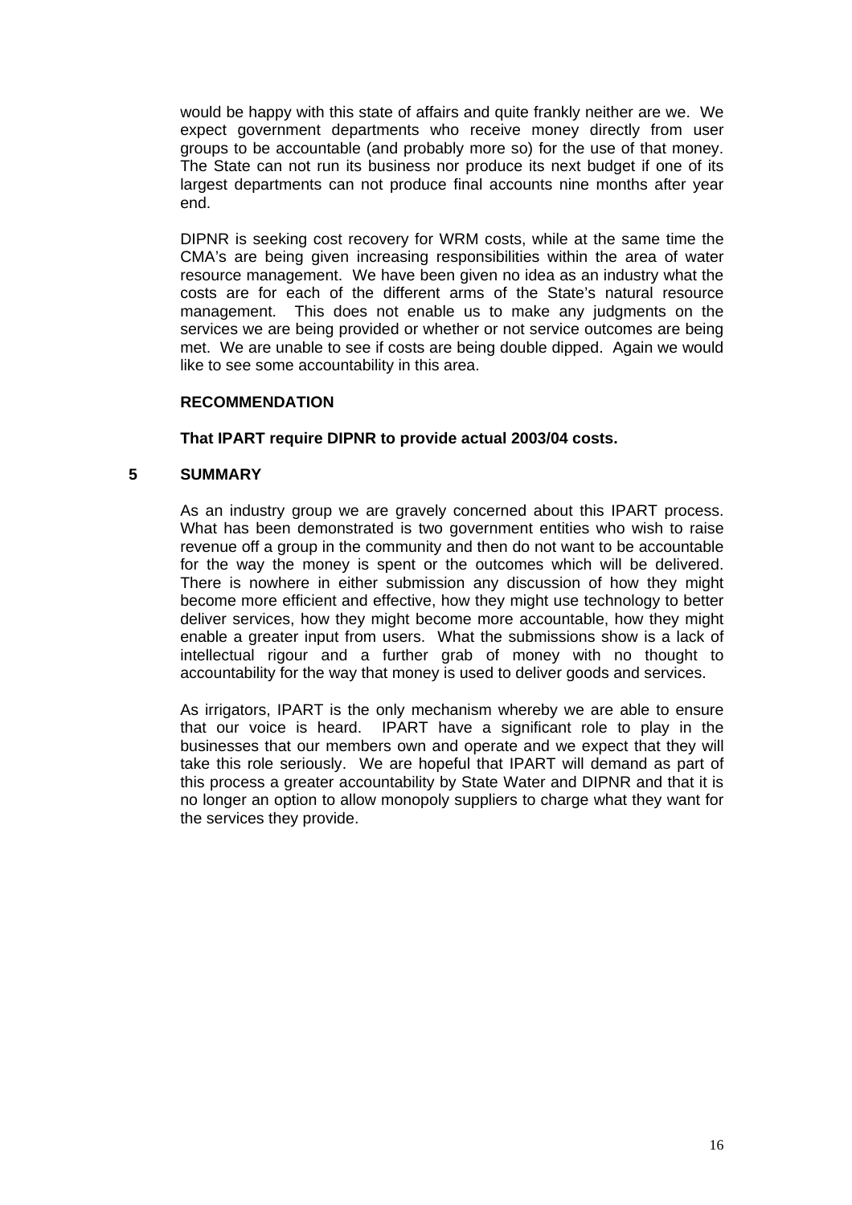would be happy with this state of affairs and quite frankly neither are we. We expect government departments who receive money directly from user groups to be accountable (and probably more so) for the use of that money. The State can not run its business nor produce its next budget if one of its largest departments can not produce final accounts nine months after year end.

DIPNR is seeking cost recovery for WRM costs, while at the same time the CMA's are being given increasing responsibilities within the area of water resource management. We have been given no idea as an industry what the costs are for each of the different arms of the State's natural resource management. This does not enable us to make any judgments on the services we are being provided or whether or not service outcomes are being met. We are unable to see if costs are being double dipped. Again we would like to see some accountability in this area.

**RECOMMENDATION**

**That IPART require DIPNR to provide actual 2003/04 costs.**

## 5 SUMMARY

As an industry group we are gravely concerned about this IPART process. What has been demonstrated is two government entities who wish to raise revenue off a group in the community and then do not want to be accountable for the way the money is spent or the outcomes which will be delivered. There is nowhere in either submission any discussion of how they might become more efficient and effective, how they might use technology to better deliver services, how they might become more accountable, how they might enable a greater input from users. What the submissions show is a lack of intellectual rigour and a further grab of money with no thought to accountability for the way that money is used to deliver goods and services.

As irrigators, IPART is the only mechanism whereby we are able to ensure that our voice is heard. IPART have a significant role to play in the businesses that our members own and operate and we expect that they will take this role seriously. We are hopeful that IPART will demand as part of this process a greater accountability by State Water and DIPNR and that it is no longer an option to allow monopoly suppliers to charge what they want for the services they provide.